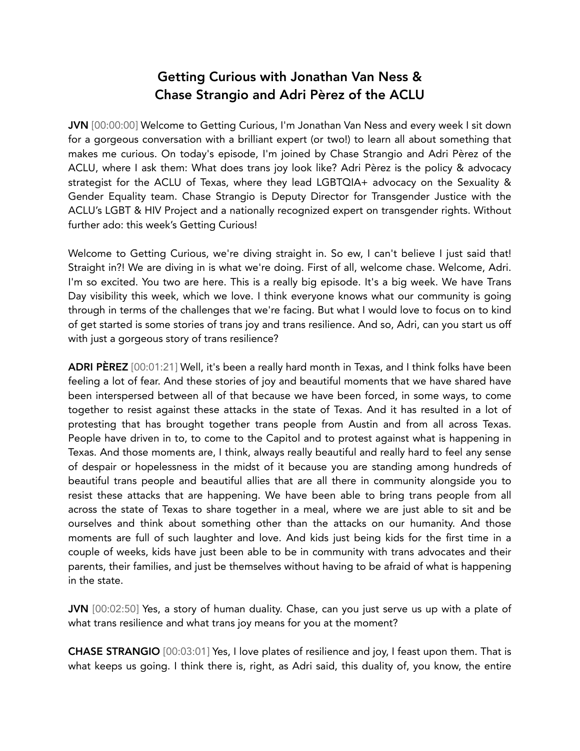# Getting Curious with Jonathan Van Ness & Chase Strangio and Adri Pèrez of the ACLU

**JVN** [00:00:00] Welcome to Getting Curious, I'm Jonathan Van Ness and every week I sit down for a gorgeous conversation with a brilliant expert (or two!) to learn all about something that makes me curious. On today's episode, I'm joined by Chase Strangio and Adri Pèrez of the ACLU, where I ask them: What does trans joy look like? Adri Pèrez is the policy & advocacy strategist for the ACLU of Texas, where they lead LGBTQIA+ advocacy on the Sexuality & Gender Equality team. Chase Strangio is Deputy Director for Transgender Justice with the ACLU's LGBT & HIV Project and a nationally recognized expert on transgender rights. Without further ado: this week's Getting Curious!

Welcome to Getting Curious, we're diving straight in. So ew, I can't believe I just said that! Straight in?! We are diving in is what we're doing. First of all, welcome chase. Welcome, Adri. I'm so excited. You two are here. This is a really big episode. It's a big week. We have Trans Day visibility this week, which we love. I think everyone knows what our community is going through in terms of the challenges that we're facing. But what I would love to focus on to kind of get started is some stories of trans joy and trans resilience. And so, Adri, can you start us off with just a gorgeous story of trans resilience?

**ADRI PÈREZ** [00:01:21] Well, it's been a really hard month in Texas, and I think folks have been feeling a lot of fear. And these stories of joy and beautiful moments that we have shared have been interspersed between all of that because we have been forced, in some ways, to come together to resist against these attacks in the state of Texas. And it has resulted in a lot of protesting that has brought together trans people from Austin and from all across Texas. People have driven in to, to come to the Capitol and to protest against what is happening in Texas. And those moments are, I think, always really beautiful and really hard to feel any sense of despair or hopelessness in the midst of it because you are standing among hundreds of beautiful trans people and beautiful allies that are all there in community alongside you to resist these attacks that are happening. We have been able to bring trans people from all across the state of Texas to share together in a meal, where we are just able to sit and be ourselves and think about something other than the attacks on our humanity. And those moments are full of such laughter and love. And kids just being kids for the first time in a couple of weeks, kids have just been able to be in community with trans advocates and their parents, their families, and just be themselves without having to be afraid of what is happening in the state.

**JVN** [00:02:50] Yes, a story of human duality. Chase, can you just serve us up with a plate of what trans resilience and what trans joy means for you at the moment?

**CHASE STRANGIO** [00:03:01] Yes, I love plates of resilience and joy, I feast upon them. That is what keeps us going. I think there is, right, as Adri said, this duality of, you know, the entire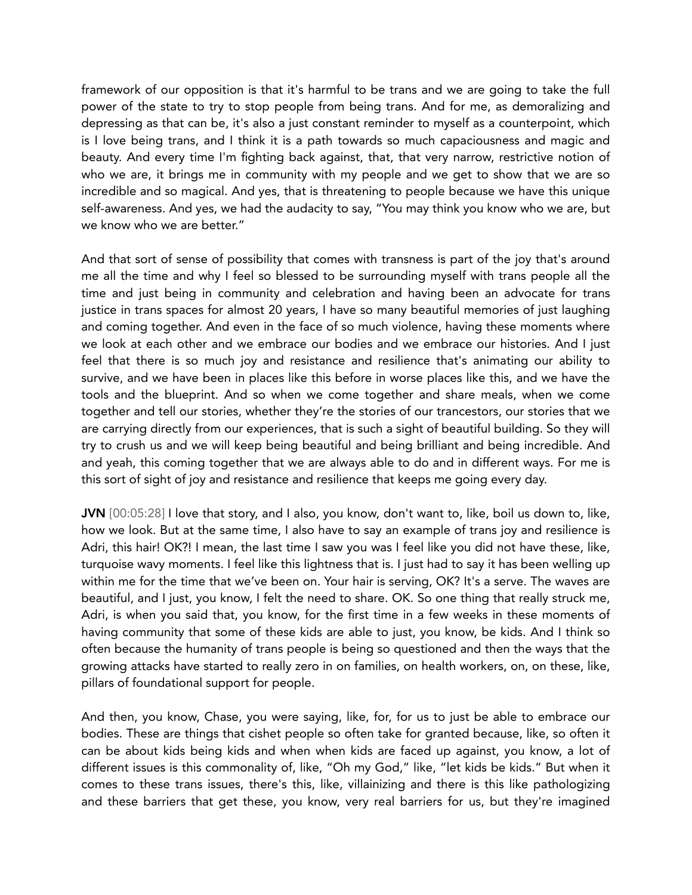framework of our opposition is that it's harmful to be trans and we are going to take the full power of the state to try to stop people from being trans. And for me, as demoralizing and depressing as that can be, it's also a just constant reminder to myself as a counterpoint, which is I love being trans, and I think it is a path towards so much capaciousness and magic and beauty. And every time I'm fighting back against, that, that very narrow, restrictive notion of who we are, it brings me in community with my people and we get to show that we are so incredible and so magical. And yes, that is threatening to people because we have this unique self-awareness. And yes, we had the audacity to say, "You may think you know who we are, but we know who we are better."

And that sort of sense of possibility that comes with transness is part of the joy that's around me all the time and why I feel so blessed to be surrounding myself with trans people all the time and just being in community and celebration and having been an advocate for trans justice in trans spaces for almost 20 years, I have so many beautiful memories of just laughing and coming together. And even in the face of so much violence, having these moments where we look at each other and we embrace our bodies and we embrace our histories. And I just feel that there is so much joy and resistance and resilience that's animating our ability to survive, and we have been in places like this before in worse places like this, and we have the tools and the blueprint. And so when we come together and share meals, when we come together and tell our stories, whether they're the stories of our trancestors, our stories that we are carrying directly from our experiences, that is such a sight of beautiful building. So they will try to crush us and we will keep being beautiful and being brilliant and being incredible. And and yeah, this coming together that we are always able to do and in different ways. For me is this sort of sight of joy and resistance and resilience that keeps me going every day.

**JVN** [00:05:28] I love that story, and I also, you know, don't want to, like, boil us down to, like, how we look. But at the same time, I also have to say an example of trans joy and resilience is Adri, this hair! OK?! I mean, the last time I saw you was I feel like you did not have these, like, turquoise wavy moments. I feel like this lightness that is. I just had to say it has been welling up within me for the time that we've been on. Your hair is serving, OK? It's a serve. The waves are beautiful, and I just, you know, I felt the need to share. OK. So one thing that really struck me, Adri, is when you said that, you know, for the first time in a few weeks in these moments of having community that some of these kids are able to just, you know, be kids. And I think so often because the humanity of trans people is being so questioned and then the ways that the growing attacks have started to really zero in on families, on health workers, on, on these, like, pillars of foundational support for people.

And then, you know, Chase, you were saying, like, for, for us to just be able to embrace our bodies. These are things that cishet people so often take for granted because, like, so often it can be about kids being kids and when when kids are faced up against, you know, a lot of different issues is this commonality of, like, "Oh my God," like, "let kids be kids." But when it comes to these trans issues, there's this, like, villainizing and there is this like pathologizing and these barriers that get these, you know, very real barriers for us, but they're imagined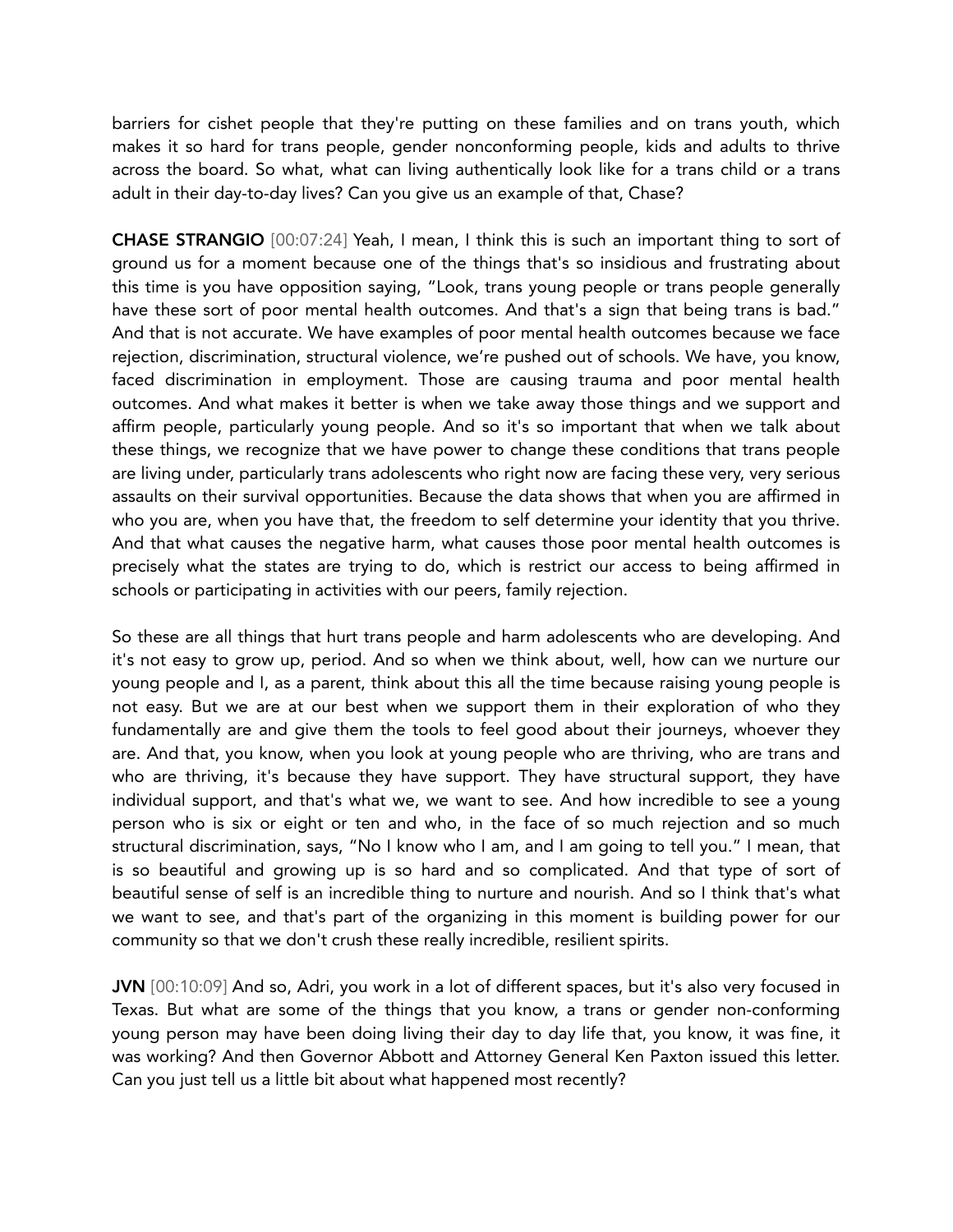barriers for cishet people that they're putting on these families and on trans youth, which makes it so hard for trans people, gender nonconforming people, kids and adults to thrive across the board. So what, what can living authentically look like for a trans child or a trans adult in their day-to-day lives? Can you give us an example of that, Chase?

**CHASE STRANGIO** [00:07:24] Yeah, I mean, I think this is such an important thing to sort of ground us for a moment because one of the things that's so insidious and frustrating about this time is you have opposition saying, "Look, trans young people or trans people generally have these sort of poor mental health outcomes. And that's a sign that being trans is bad." And that is not accurate. We have examples of poor mental health outcomes because we face rejection, discrimination, structural violence, we're pushed out of schools. We have, you know, faced discrimination in employment. Those are causing trauma and poor mental health outcomes. And what makes it better is when we take away those things and we support and affirm people, particularly young people. And so it's so important that when we talk about these things, we recognize that we have power to change these conditions that trans people are living under, particularly trans adolescents who right now are facing these very, very serious assaults on their survival opportunities. Because the data shows that when you are affirmed in who you are, when you have that, the freedom to self determine your identity that you thrive. And that what causes the negative harm, what causes those poor mental health outcomes is precisely what the states are trying to do, which is restrict our access to being affirmed in schools or participating in activities with our peers, family rejection.

So these are all things that hurt trans people and harm adolescents who are developing. And it's not easy to grow up, period. And so when we think about, well, how can we nurture our young people and I, as a parent, think about this all the time because raising young people is not easy. But we are at our best when we support them in their exploration of who they fundamentally are and give them the tools to feel good about their journeys, whoever they are. And that, you know, when you look at young people who are thriving, who are trans and who are thriving, it's because they have support. They have structural support, they have individual support, and that's what we, we want to see. And how incredible to see a young person who is six or eight or ten and who, in the face of so much rejection and so much structural discrimination, says, "No I know who I am, and I am going to tell you." I mean, that is so beautiful and growing up is so hard and so complicated. And that type of sort of beautiful sense of self is an incredible thing to nurture and nourish. And so I think that's what we want to see, and that's part of the organizing in this moment is building power for our community so that we don't crush these really incredible, resilient spirits.

**JVN** [00:10:09] And so, Adri, you work in a lot of different spaces, but it's also very focused in Texas. But what are some of the things that you know, a trans or gender non-conforming young person may have been doing living their day to day life that, you know, it was fine, it was working? And then Governor Abbott and Attorney General Ken Paxton issued this letter. Can you just tell us a little bit about what happened most recently?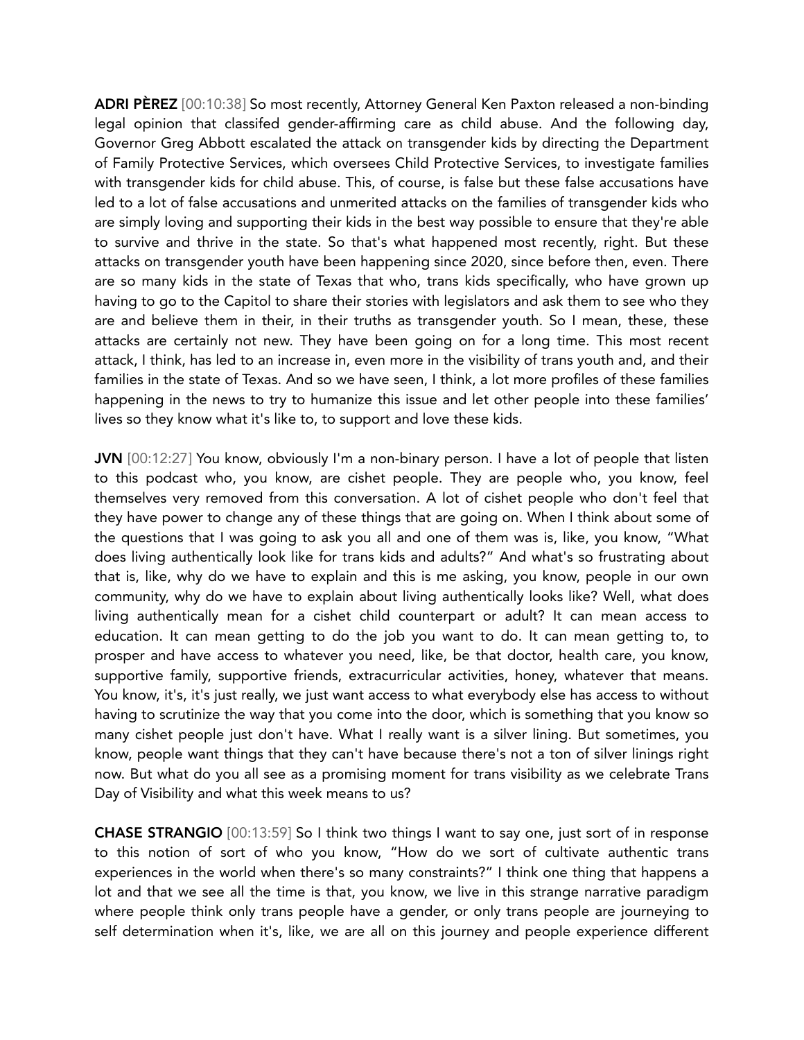**ADRI PÈREZ** [00:10:38] So most recently, Attorney General Ken Paxton released a non-binding legal opinion that classifed gender-affirming care as child abuse. And the following day, Governor Greg Abbott escalated the attack on transgender kids by directing the Department of Family Protective Services, which oversees Child Protective Services, to investigate families with transgender kids for child abuse. This, of course, is false but these false accusations have led to a lot of false accusations and unmerited attacks on the families of transgender kids who are simply loving and supporting their kids in the best way possible to ensure that they're able to survive and thrive in the state. So that's what happened most recently, right. But these attacks on transgender youth have been happening since 2020, since before then, even. There are so many kids in the state of Texas that who, trans kids specifically, who have grown up having to go to the Capitol to share their stories with legislators and ask them to see who they are and believe them in their, in their truths as transgender youth. So I mean, these, these attacks are certainly not new. They have been going on for a long time. This most recent attack, I think, has led to an increase in, even more in the visibility of trans youth and, and their families in the state of Texas. And so we have seen, I think, a lot more profiles of these families happening in the news to try to humanize this issue and let other people into these families' lives so they know what it's like to, to support and love these kids.

**JVN** [00:12:27] You know, obviously I'm a non-binary person. I have a lot of people that listen to this podcast who, you know, are cishet people. They are people who, you know, feel themselves very removed from this conversation. A lot of cishet people who don't feel that they have power to change any of these things that are going on. When I think about some of the questions that I was going to ask you all and one of them was is, like, you know, "What does living authentically look like for trans kids and adults?" And what's so frustrating about that is, like, why do we have to explain and this is me asking, you know, people in our own community, why do we have to explain about living authentically looks like? Well, what does living authentically mean for a cishet child counterpart or adult? It can mean access to education. It can mean getting to do the job you want to do. It can mean getting to, to prosper and have access to whatever you need, like, be that doctor, health care, you know, supportive family, supportive friends, extracurricular activities, honey, whatever that means. You know, it's, it's just really, we just want access to what everybody else has access to without having to scrutinize the way that you come into the door, which is something that you know so many cishet people just don't have. What I really want is a silver lining. But sometimes, you know, people want things that they can't have because there's not a ton of silver linings right now. But what do you all see as a promising moment for trans visibility as we celebrate Trans Day of Visibility and what this week means to us?

**CHASE STRANGIO** [00:13:59] So I think two things I want to say one, just sort of in response to this notion of sort of who you know, "How do we sort of cultivate authentic trans experiences in the world when there's so many constraints?" I think one thing that happens a lot and that we see all the time is that, you know, we live in this strange narrative paradigm where people think only trans people have a gender, or only trans people are journeying to self determination when it's, like, we are all on this journey and people experience different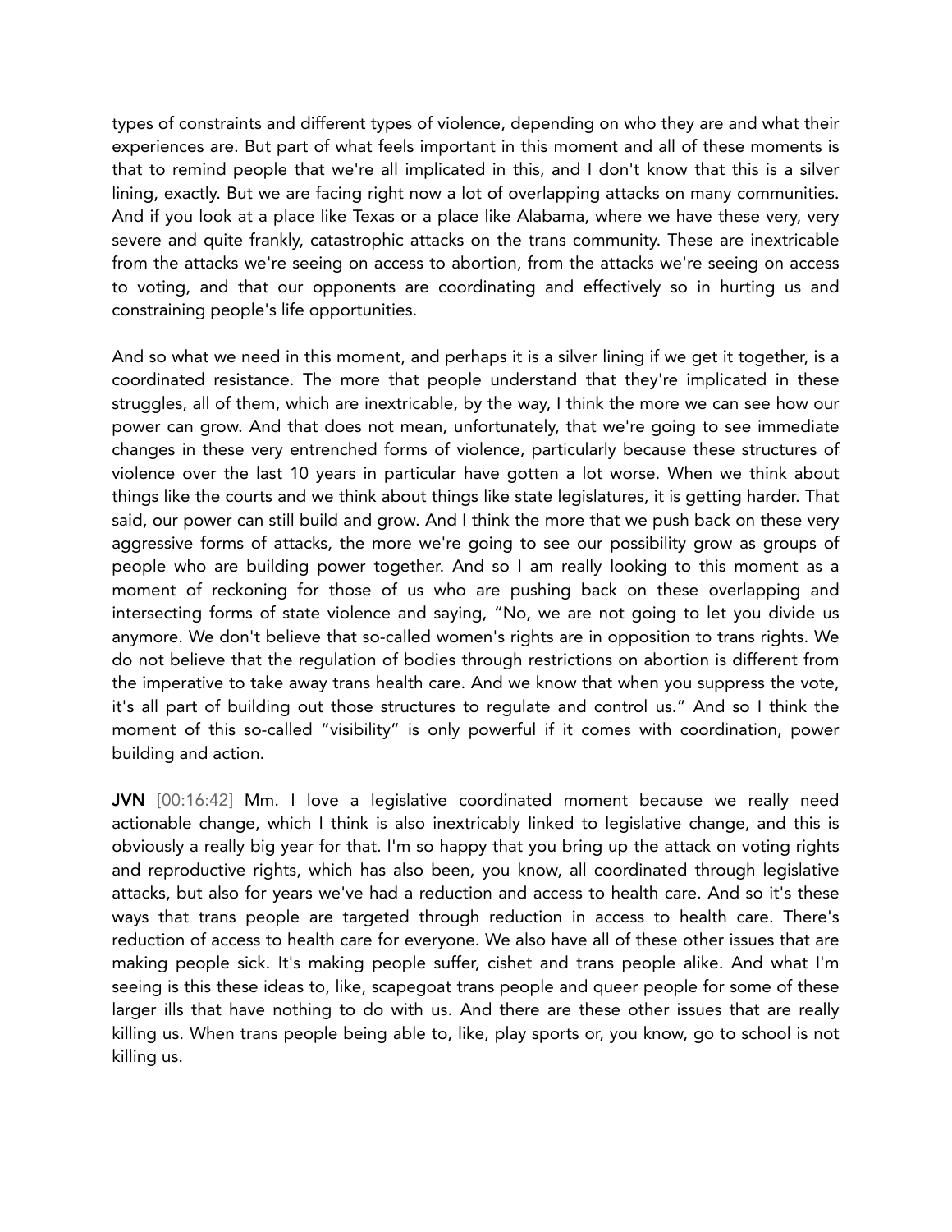types of constraints and different types of violence, depending on who they are and what their experiences are. But part of what feels important in this moment and all of these moments is that to remind people that we're all implicated in this, and I don't know that this is a silver lining, exactly. But we are facing right now a lot of overlapping attacks on many communities. And if you look at a place like Texas or a place like Alabama, where we have these very, very severe and quite frankly, catastrophic attacks on the trans community. These are inextricable from the attacks we're seeing on access to abortion, from the attacks we're seeing on access to voting, and that our opponents are coordinating and effectively so in hurting us and constraining people's life opportunities.

And so what we need in this moment, and perhaps it is a silver lining if we get it together, is a coordinated resistance. The more that people understand that they're implicated in these struggles, all of them, which are inextricable, by the way, I think the more we can see how our power can grow. And that does not mean, unfortunately, that we're going to see immediate changes in these very entrenched forms of violence, particularly because these structures of violence over the last 10 years in particular have gotten a lot worse. When we think about things like the courts and we think about things like state legislatures, it is getting harder. That said, our power can still build and grow. And I think the more that we push back on these very aggressive forms of attacks, the more we're going to see our possibility grow as groups of people who are building power together. And so I am really looking to this moment as a moment of reckoning for those of us who are pushing back on these overlapping and intersecting forms of state violence and saying, "No, we are not going to let you divide us anymore. We don't believe that so-called women's rights are in opposition to trans rights. We do not believe that the regulation of bodies through restrictions on abortion is different from the imperative to take away trans health care. And we know that when you suppress the vote, it's all part of building out those structures to regulate and control us." And so I think the moment of this so-called "visibility" is only powerful if it comes with coordination, power building and action.

**JVN** [00:16:42] Mm. I love a legislative coordinated moment because we really need actionable change, which I think is also inextricably linked to legislative change, and this is obviously a really big year for that. I'm so happy that you bring up the attack on voting rights and reproductive rights, which has also been, you know, all coordinated through legislative attacks, but also for years we've had a reduction and access to health care. And so it's these ways that trans people are targeted through reduction in access to health care. There's reduction of access to health care for everyone. We also have all of these other issues that are making people sick. It's making people suffer, cishet and trans people alike. And what I'm seeing is this these ideas to, like, scapegoat trans people and queer people for some of these larger ills that have nothing to do with us. And there are these other issues that are really killing us. When trans people being able to, like, play sports or, you know, go to school is not killing us.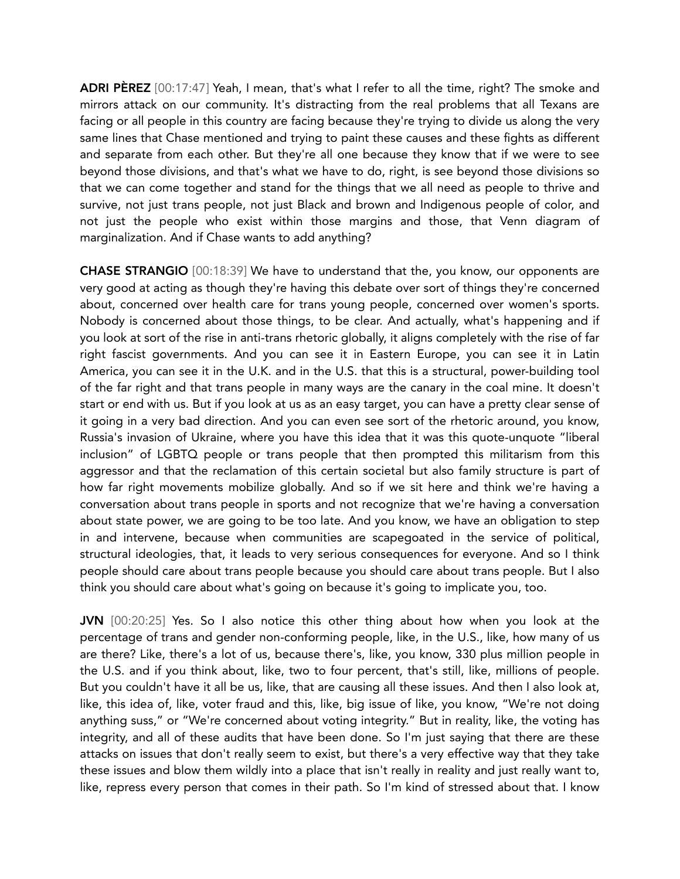**ADRI PÈREZ** [00:17:47] Yeah, I mean, that's what I refer to all the time, right? The smoke and mirrors attack on our community. It's distracting from the real problems that all Texans are facing or all people in this country are facing because they're trying to divide us along the very same lines that Chase mentioned and trying to paint these causes and these fights as different and separate from each other. But they're all one because they know that if we were to see beyond those divisions, and that's what we have to do, right, is see beyond those divisions so that we can come together and stand for the things that we all need as people to thrive and survive, not just trans people, not just Black and brown and Indigenous people of color, and not just the people who exist within those margins and those, that Venn diagram of marginalization. And if Chase wants to add anything?

**CHASE STRANGIO** [00:18:39] We have to understand that the, you know, our opponents are very good at acting as though they're having this debate over sort of things they're concerned about, concerned over health care for trans young people, concerned over women's sports. Nobody is concerned about those things, to be clear. And actually, what's happening and if you look at sort of the rise in anti-trans rhetoric globally, it aligns completely with the rise of far right fascist governments. And you can see it in Eastern Europe, you can see it in Latin America, you can see it in the U.K. and in the U.S. that this is a structural, power-building tool of the far right and that trans people in many ways are the canary in the coal mine. It doesn't start or end with us. But if you look at us as an easy target, you can have a pretty clear sense of it going in a very bad direction. And you can even see sort of the rhetoric around, you know, Russia's invasion of Ukraine, where you have this idea that it was this quote-unquote "liberal inclusion" of LGBTQ people or trans people that then prompted this militarism from this aggressor and that the reclamation of this certain societal but also family structure is part of how far right movements mobilize globally. And so if we sit here and think we're having a conversation about trans people in sports and not recognize that we're having a conversation about state power, we are going to be too late. And you know, we have an obligation to step in and intervene, because when communities are scapegoated in the service of political, structural ideologies, that, it leads to very serious consequences for everyone. And so I think people should care about trans people because you should care about trans people. But I also think you should care about what's going on because it's going to implicate you, too.

**JVN** [00:20:25] Yes. So I also notice this other thing about how when you look at the percentage of trans and gender non-conforming people, like, in the U.S., like, how many of us are there? Like, there's a lot of us, because there's, like, you know, 330 plus million people in the U.S. and if you think about, like, two to four percent, that's still, like, millions of people. But you couldn't have it all be us, like, that are causing all these issues. And then I also look at, like, this idea of, like, voter fraud and this, like, big issue of like, you know, "We're not doing anything suss," or "We're concerned about voting integrity." But in reality, like, the voting has integrity, and all of these audits that have been done. So I'm just saying that there are these attacks on issues that don't really seem to exist, but there's a very effective way that they take these issues and blow them wildly into a place that isn't really in reality and just really want to, like, repress every person that comes in their path. So I'm kind of stressed about that. I know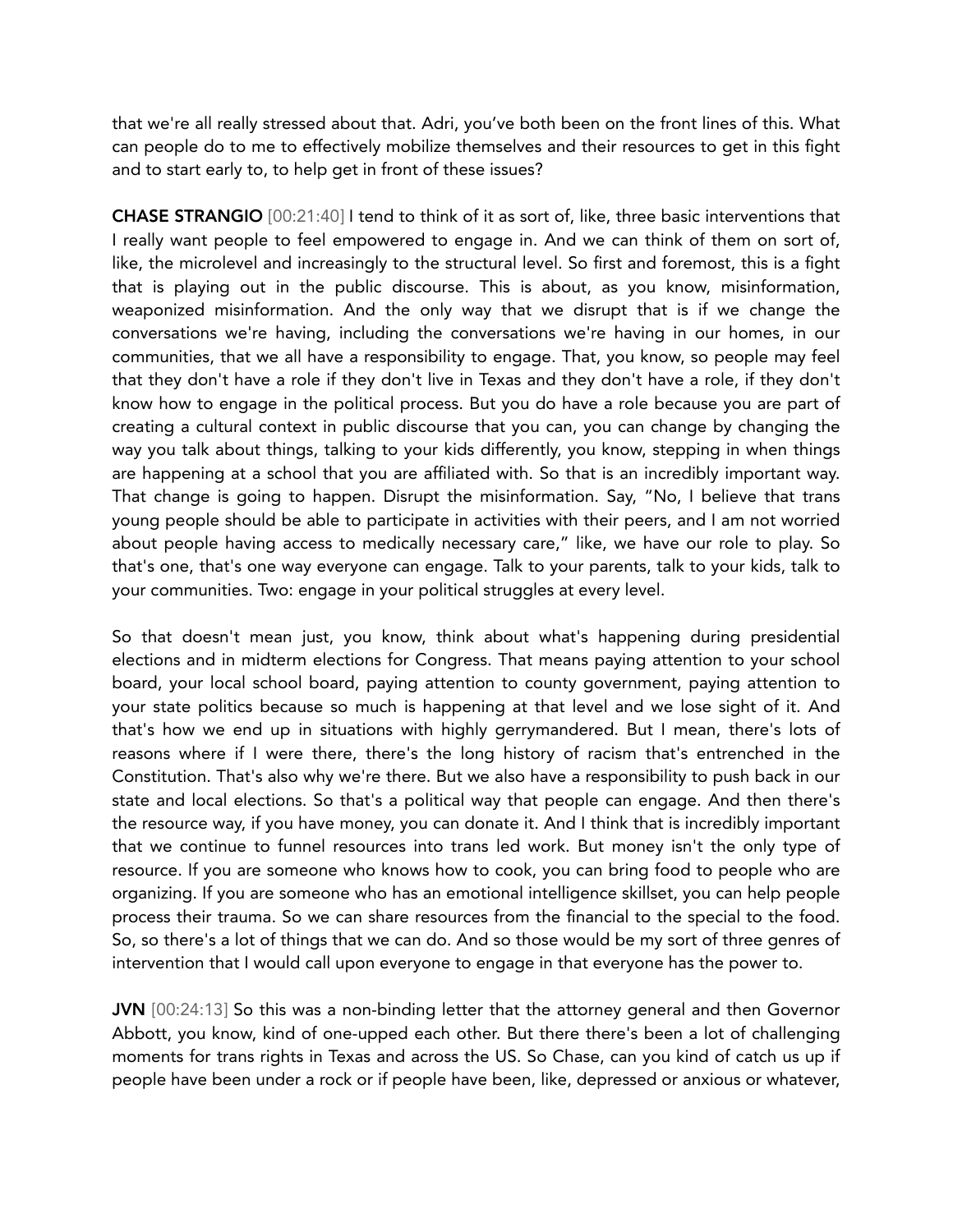that we're all really stressed about that. Adri, you've both been on the front lines of this. What can people do to me to effectively mobilize themselves and their resources to get in this fight and to start early to, to help get in front of these issues?

**CHASE STRANGIO** [00:21:40] I tend to think of it as sort of, like, three basic interventions that I really want people to feel empowered to engage in. And we can think of them on sort of, like, the microlevel and increasingly to the structural level. So first and foremost, this is a fight that is playing out in the public discourse. This is about, as you know, misinformation, weaponized misinformation. And the only way that we disrupt that is if we change the conversations we're having, including the conversations we're having in our homes, in our communities, that we all have a responsibility to engage. That, you know, so people may feel that they don't have a role if they don't live in Texas and they don't have a role, if they don't know how to engage in the political process. But you do have a role because you are part of creating a cultural context in public discourse that you can, you can change by changing the way you talk about things, talking to your kids differently, you know, stepping in when things are happening at a school that you are affiliated with. So that is an incredibly important way. That change is going to happen. Disrupt the misinformation. Say, "No, I believe that trans young people should be able to participate in activities with their peers, and I am not worried about people having access to medically necessary care," like, we have our role to play. So that's one, that's one way everyone can engage. Talk to your parents, talk to your kids, talk to your communities. Two: engage in your political struggles at every level.

So that doesn't mean just, you know, think about what's happening during presidential elections and in midterm elections for Congress. That means paying attention to your school board, your local school board, paying attention to county government, paying attention to your state politics because so much is happening at that level and we lose sight of it. And that's how we end up in situations with highly gerrymandered. But I mean, there's lots of reasons where if I were there, there's the long history of racism that's entrenched in the Constitution. That's also why we're there. But we also have a responsibility to push back in our state and local elections. So that's a political way that people can engage. And then there's the resource way, if you have money, you can donate it. And I think that is incredibly important that we continue to funnel resources into trans led work. But money isn't the only type of resource. If you are someone who knows how to cook, you can bring food to people who are organizing. If you are someone who has an emotional intelligence skillset, you can help people process their trauma. So we can share resources from the financial to the special to the food. So, so there's a lot of things that we can do. And so those would be my sort of three genres of intervention that I would call upon everyone to engage in that everyone has the power to.

**JVN** [00:24:13] So this was a non-binding letter that the attorney general and then Governor Abbott, you know, kind of one-upped each other. But there there's been a lot of challenging moments for trans rights in Texas and across the US. So Chase, can you kind of catch us up if people have been under a rock or if people have been, like, depressed or anxious or whatever,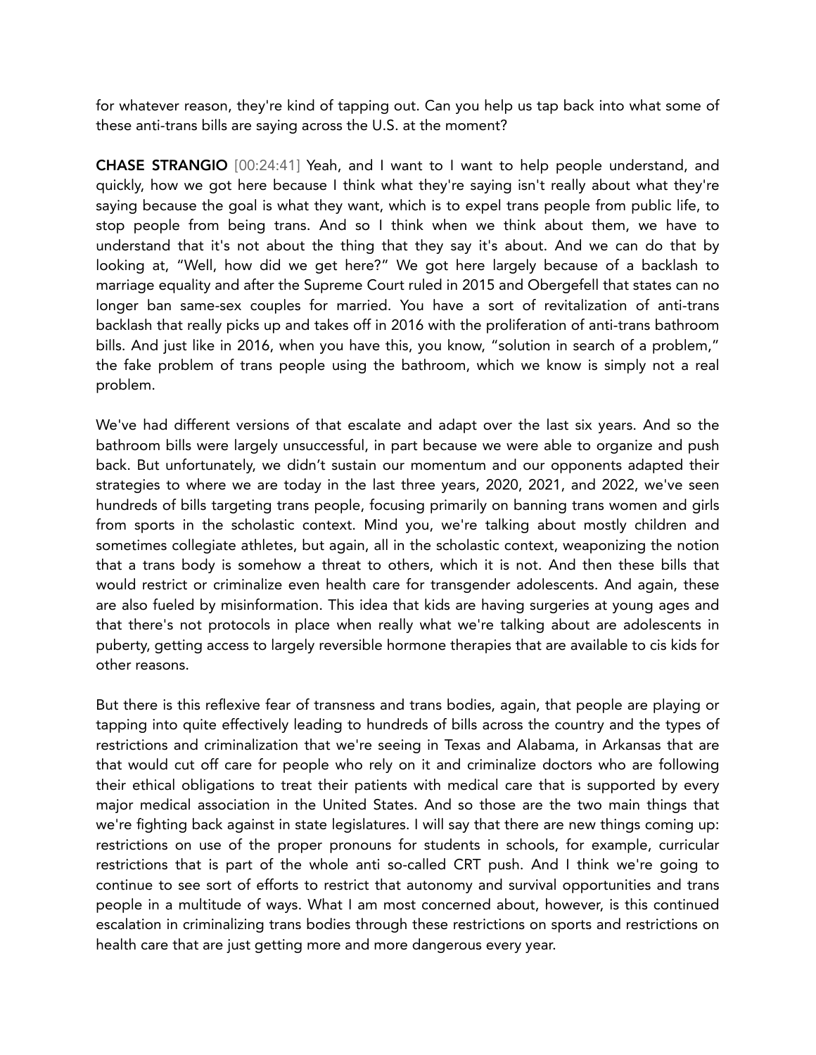for whatever reason, they're kind of tapping out. Can you help us tap back into what some of these anti-trans bills are saying across the U.S. at the moment?

**CHASE STRANGIO** [00:24:41] Yeah, and I want to I want to help people understand, and quickly, how we got here because I think what they're saying isn't really about what they're saying because the goal is what they want, which is to expel trans people from public life, to stop people from being trans. And so I think when we think about them, we have to understand that it's not about the thing that they say it's about. And we can do that by looking at, "Well, how did we get here?" We got here largely because of a backlash to marriage equality and after the Supreme Court ruled in 2015 and Obergefell that states can no longer ban same-sex couples for married. You have a sort of revitalization of anti-trans backlash that really picks up and takes off in 2016 with the proliferation of anti-trans bathroom bills. And just like in 2016, when you have this, you know, "solution in search of a problem," the fake problem of trans people using the bathroom, which we know is simply not a real problem.

We've had different versions of that escalate and adapt over the last six years. And so the bathroom bills were largely unsuccessful, in part because we were able to organize and push back. But unfortunately, we didn't sustain our momentum and our opponents adapted their strategies to where we are today in the last three years, 2020, 2021, and 2022, we've seen hundreds of bills targeting trans people, focusing primarily on banning trans women and girls from sports in the scholastic context. Mind you, we're talking about mostly children and sometimes collegiate athletes, but again, all in the scholastic context, weaponizing the notion that a trans body is somehow a threat to others, which it is not. And then these bills that would restrict or criminalize even health care for transgender adolescents. And again, these are also fueled by misinformation. This idea that kids are having surgeries at young ages and that there's not protocols in place when really what we're talking about are adolescents in puberty, getting access to largely reversible hormone therapies that are available to cis kids for other reasons.

But there is this reflexive fear of transness and trans bodies, again, that people are playing or tapping into quite effectively leading to hundreds of bills across the country and the types of restrictions and criminalization that we're seeing in Texas and Alabama, in Arkansas that are that would cut off care for people who rely on it and criminalize doctors who are following their ethical obligations to treat their patients with medical care that is supported by every major medical association in the United States. And so those are the two main things that we're fighting back against in state legislatures. I will say that there are new things coming up: restrictions on use of the proper pronouns for students in schools, for example, curricular restrictions that is part of the whole anti so-called CRT push. And I think we're going to continue to see sort of efforts to restrict that autonomy and survival opportunities and trans people in a multitude of ways. What I am most concerned about, however, is this continued escalation in criminalizing trans bodies through these restrictions on sports and restrictions on health care that are just getting more and more dangerous every year.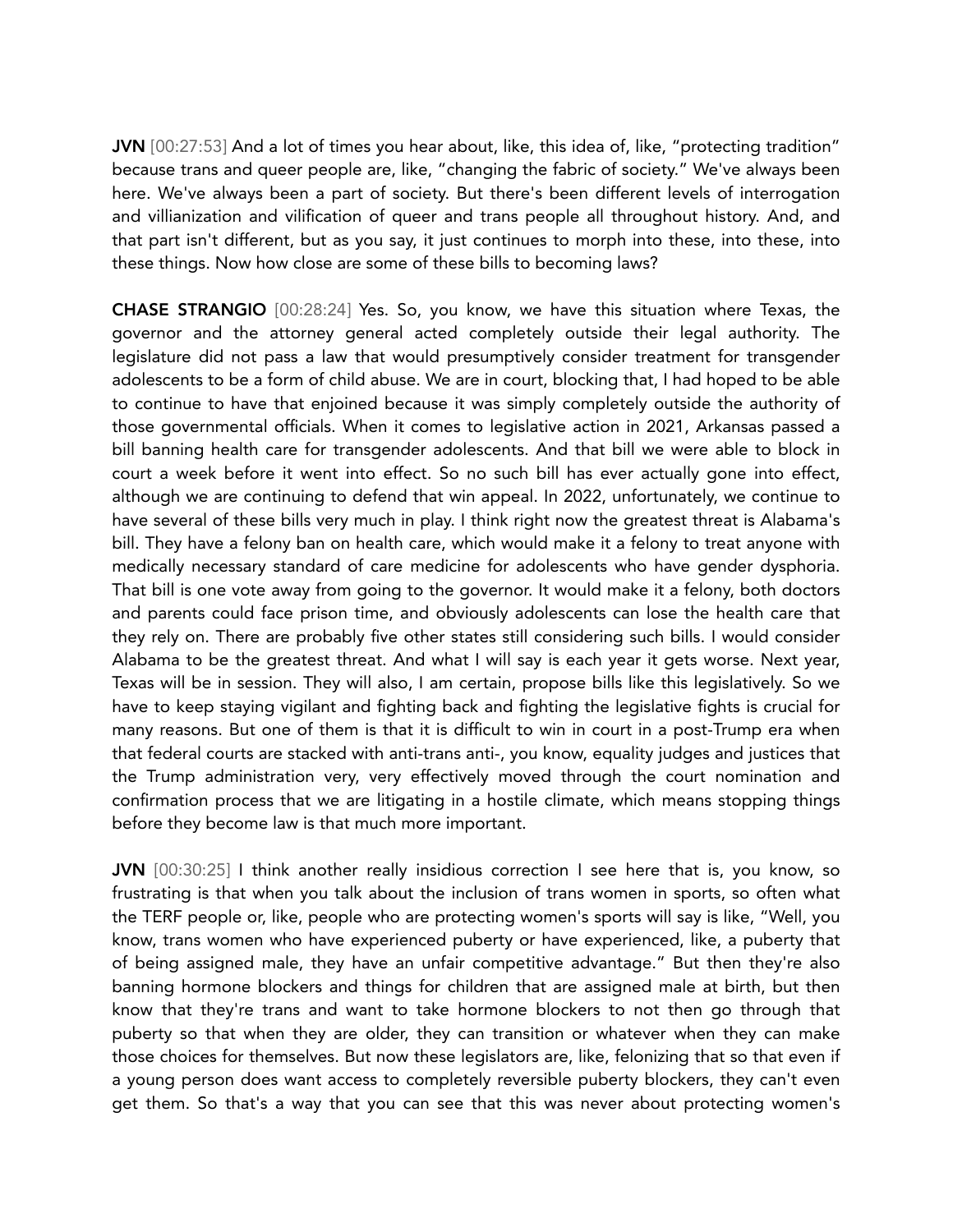**JVN** [00:27:53] And a lot of times you hear about, like, this idea of, like, "protecting tradition" because trans and queer people are, like, "changing the fabric of society." We've always been here. We've always been a part of society. But there's been different levels of interrogation and villianization and vilification of queer and trans people all throughout history. And, and that part isn't different, but as you say, it just continues to morph into these, into these, into these things. Now how close are some of these bills to becoming laws?

**CHASE STRANGIO** [00:28:24] Yes. So, you know, we have this situation where Texas, the governor and the attorney general acted completely outside their legal authority. The legislature did not pass a law that would presumptively consider treatment for transgender adolescents to be a form of child abuse. We are in court, blocking that, I had hoped to be able to continue to have that enjoined because it was simply completely outside the authority of those governmental officials. When it comes to legislative action in 2021, Arkansas passed a bill banning health care for transgender adolescents. And that bill we were able to block in court a week before it went into effect. So no such bill has ever actually gone into effect, although we are continuing to defend that win appeal. In 2022, unfortunately, we continue to have several of these bills very much in play. I think right now the greatest threat is Alabama's bill. They have a felony ban on health care, which would make it a felony to treat anyone with medically necessary standard of care medicine for adolescents who have gender dysphoria. That bill is one vote away from going to the governor. It would make it a felony, both doctors and parents could face prison time, and obviously adolescents can lose the health care that they rely on. There are probably five other states still considering such bills. I would consider Alabama to be the greatest threat. And what I will say is each year it gets worse. Next year, Texas will be in session. They will also, I am certain, propose bills like this legislatively. So we have to keep staying vigilant and fighting back and fighting the legislative fights is crucial for many reasons. But one of them is that it is difficult to win in court in a post-Trump era when that federal courts are stacked with anti-trans anti-, you know, equality judges and justices that the Trump administration very, very effectively moved through the court nomination and confirmation process that we are litigating in a hostile climate, which means stopping things before they become law is that much more important.

**JVN** [00:30:25] I think another really insidious correction I see here that is, you know, so frustrating is that when you talk about the inclusion of trans women in sports, so often what the TERF people or, like, people who are protecting women's sports will say is like, "Well, you know, trans women who have experienced puberty or have experienced, like, a puberty that of being assigned male, they have an unfair competitive advantage." But then they're also banning hormone blockers and things for children that are assigned male at birth, but then know that they're trans and want to take hormone blockers to not then go through that puberty so that when they are older, they can transition or whatever when they can make those choices for themselves. But now these legislators are, like, felonizing that so that even if a young person does want access to completely reversible puberty blockers, they can't even get them. So that's a way that you can see that this was never about protecting women's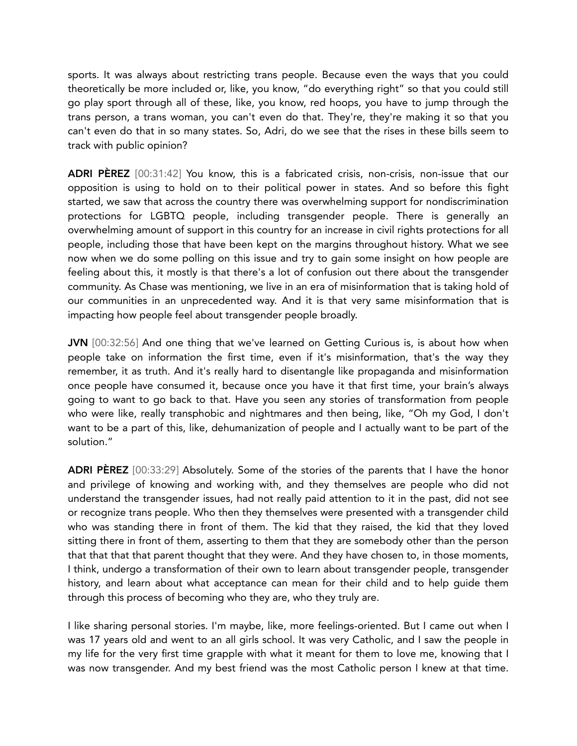sports. It was always about restricting trans people. Because even the ways that you could theoretically be more included or, like, you know, "do everything right" so that you could still go play sport through all of these, like, you know, red hoops, you have to jump through the trans person, a trans woman, you can't even do that. They're, they're making it so that you can't even do that in so many states. So, Adri, do we see that the rises in these bills seem to track with public opinion?

**ADRI PÈREZ** [00:31:42] You know, this is a fabricated crisis, non-crisis, non-issue that our opposition is using to hold on to their political power in states. And so before this fight started, we saw that across the country there was overwhelming support for nondiscrimination protections for LGBTQ people, including transgender people. There is generally an overwhelming amount of support in this country for an increase in civil rights protections for all people, including those that have been kept on the margins throughout history. What we see now when we do some polling on this issue and try to gain some insight on how people are feeling about this, it mostly is that there's a lot of confusion out there about the transgender community. As Chase was mentioning, we live in an era of misinformation that is taking hold of our communities in an unprecedented way. And it is that very same misinformation that is impacting how people feel about transgender people broadly.

**JVN** [00:32:56] And one thing that we've learned on Getting Curious is, is about how when people take on information the first time, even if it's misinformation, that's the way they remember, it as truth. And it's really hard to disentangle like propaganda and misinformation once people have consumed it, because once you have it that first time, your brain's always going to want to go back to that. Have you seen any stories of transformation from people who were like, really transphobic and nightmares and then being, like, "Oh my God, I don't want to be a part of this, like, dehumanization of people and I actually want to be part of the solution."

**ADRI PÈREZ** [00:33:29] Absolutely. Some of the stories of the parents that I have the honor and privilege of knowing and working with, and they themselves are people who did not understand the transgender issues, had not really paid attention to it in the past, did not see or recognize trans people. Who then they themselves were presented with a transgender child who was standing there in front of them. The kid that they raised, the kid that they loved sitting there in front of them, asserting to them that they are somebody other than the person that that that that parent thought that they were. And they have chosen to, in those moments, I think, undergo a transformation of their own to learn about transgender people, transgender history, and learn about what acceptance can mean for their child and to help guide them through this process of becoming who they are, who they truly are.

I like sharing personal stories. I'm maybe, like, more feelings-oriented. But I came out when I was 17 years old and went to an all girls school. It was very Catholic, and I saw the people in my life for the very first time grapple with what it meant for them to love me, knowing that I was now transgender. And my best friend was the most Catholic person I knew at that time.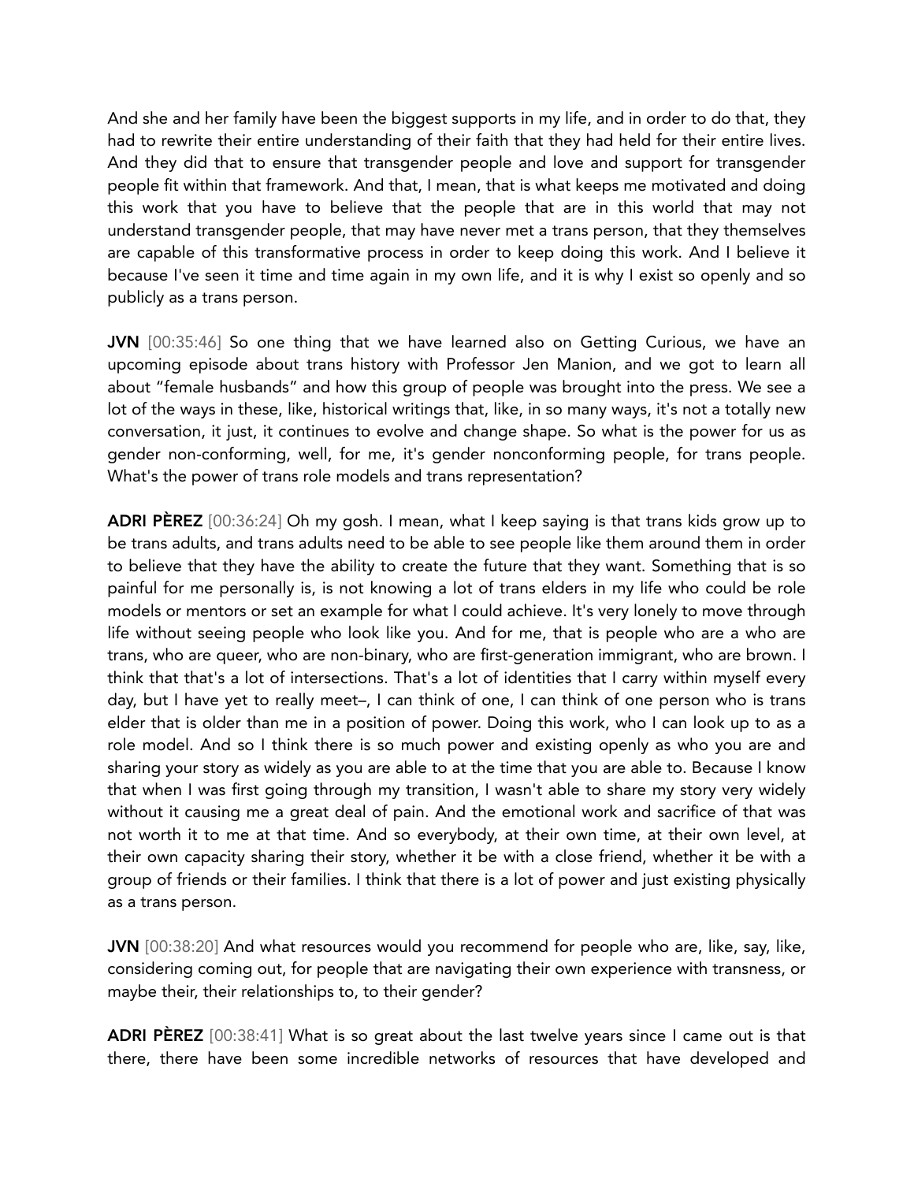And she and her family have been the biggest supports in my life, and in order to do that, they had to rewrite their entire understanding of their faith that they had held for their entire lives. And they did that to ensure that transgender people and love and support for transgender people fit within that framework. And that, I mean, that is what keeps me motivated and doing this work that you have to believe that the people that are in this world that may not understand transgender people, that may have never met a trans person, that they themselves are capable of this transformative process in order to keep doing this work. And I believe it because I've seen it time and time again in my own life, and it is why I exist so openly and so publicly as a trans person.

**JVN** [00:35:46] So one thing that we have learned also on Getting Curious, we have an upcoming episode about trans history with Professor Jen Manion, and we got to learn all about "female husbands" and how this group of people was brought into the press. We see a lot of the ways in these, like, historical writings that, like, in so many ways, it's not a totally new conversation, it just, it continues to evolve and change shape. So what is the power for us as gender non-conforming, well, for me, it's gender nonconforming people, for trans people. What's the power of trans role models and trans representation?

**ADRI PÈREZ** [00:36:24] Oh my gosh. I mean, what I keep saying is that trans kids grow up to be trans adults, and trans adults need to be able to see people like them around them in order to believe that they have the ability to create the future that they want. Something that is so painful for me personally is, is not knowing a lot of trans elders in my life who could be role models or mentors or set an example for what I could achieve. It's very lonely to move through life without seeing people who look like you. And for me, that is people who are a who are trans, who are queer, who are non-binary, who are first-generation immigrant, who are brown. I think that that's a lot of intersections. That's a lot of identities that I carry within myself every day, but I have yet to really meet–, I can think of one, I can think of one person who is trans elder that is older than me in a position of power. Doing this work, who I can look up to as a role model. And so I think there is so much power and existing openly as who you are and sharing your story as widely as you are able to at the time that you are able to. Because I know that when I was first going through my transition, I wasn't able to share my story very widely without it causing me a great deal of pain. And the emotional work and sacrifice of that was not worth it to me at that time. And so everybody, at their own time, at their own level, at their own capacity sharing their story, whether it be with a close friend, whether it be with a group of friends or their families. I think that there is a lot of power and just existing physically as a trans person.

**JVN** [00:38:20] And what resources would you recommend for people who are, like, say, like, considering coming out, for people that are navigating their own experience with transness, or maybe their, their relationships to, to their gender?

**ADRI PÈREZ** [00:38:41] What is so great about the last twelve years since I came out is that there, there have been some incredible networks of resources that have developed and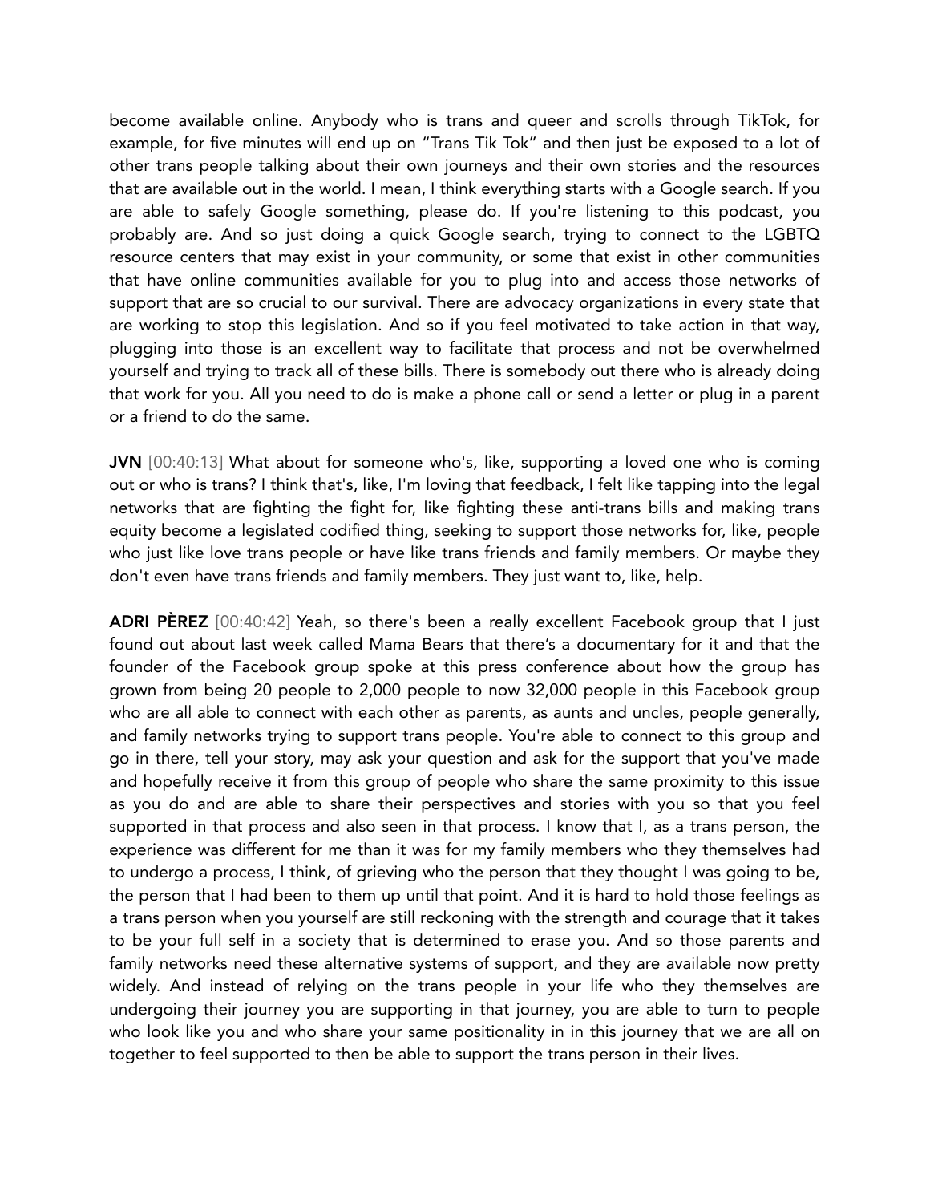become available online. Anybody who is trans and queer and scrolls through TikTok, for example, for five minutes will end up on "Trans Tik Tok" and then just be exposed to a lot of other trans people talking about their own journeys and their own stories and the resources that are available out in the world. I mean, I think everything starts with a Google search. If you are able to safely Google something, please do. If you're listening to this podcast, you probably are. And so just doing a quick Google search, trying to connect to the LGBTQ resource centers that may exist in your community, or some that exist in other communities that have online communities available for you to plug into and access those networks of support that are so crucial to our survival. There are advocacy organizations in every state that are working to stop this legislation. And so if you feel motivated to take action in that way, plugging into those is an excellent way to facilitate that process and not be overwhelmed yourself and trying to track all of these bills. There is somebody out there who is already doing that work for you. All you need to do is make a phone call or send a letter or plug in a parent or a friend to do the same.

**JVN** [00:40:13] What about for someone who's, like, supporting a loved one who is coming out or who is trans? I think that's, like, I'm loving that feedback, I felt like tapping into the legal networks that are fighting the fight for, like fighting these anti-trans bills and making trans equity become a legislated codified thing, seeking to support those networks for, like, people who just like love trans people or have like trans friends and family members. Or maybe they don't even have trans friends and family members. They just want to, like, help.

**ADRI PÈREZ** [00:40:42] Yeah, so there's been a really excellent Facebook group that I just found out about last week called Mama Bears that there's a documentary for it and that the founder of the Facebook group spoke at this press conference about how the group has grown from being 20 people to 2,000 people to now 32,000 people in this Facebook group who are all able to connect with each other as parents, as aunts and uncles, people generally, and family networks trying to support trans people. You're able to connect to this group and go in there, tell your story, may ask your question and ask for the support that you've made and hopefully receive it from this group of people who share the same proximity to this issue as you do and are able to share their perspectives and stories with you so that you feel supported in that process and also seen in that process. I know that I, as a trans person, the experience was different for me than it was for my family members who they themselves had to undergo a process, I think, of grieving who the person that they thought I was going to be, the person that I had been to them up until that point. And it is hard to hold those feelings as a trans person when you yourself are still reckoning with the strength and courage that it takes to be your full self in a society that is determined to erase you. And so those parents and family networks need these alternative systems of support, and they are available now pretty widely. And instead of relying on the trans people in your life who they themselves are undergoing their journey you are supporting in that journey, you are able to turn to people who look like you and who share your same positionality in in this journey that we are all on together to feel supported to then be able to support the trans person in their lives.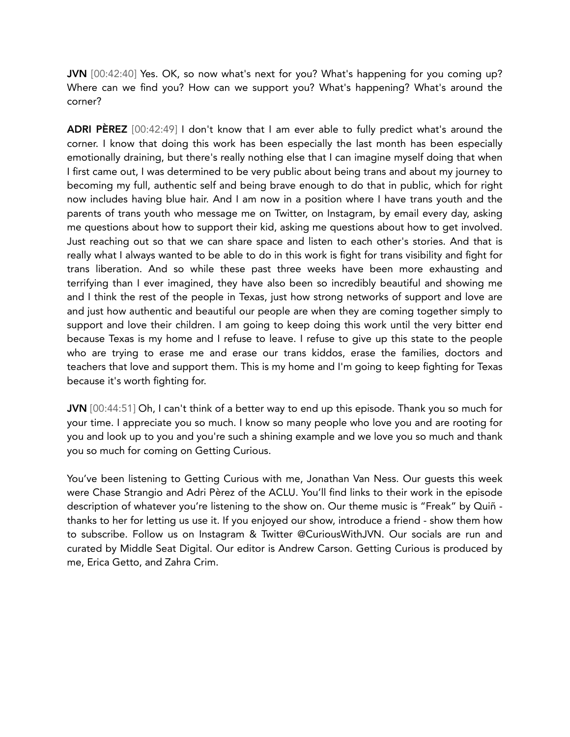**JVN** [00:42:40] Yes. OK, so now what's next for you? What's happening for you coming up? Where can we find you? How can we support you? What's happening? What's around the corner?

**ADRI PÈREZ** [00:42:49] I don't know that I am ever able to fully predict what's around the corner. I know that doing this work has been especially the last month has been especially emotionally draining, but there's really nothing else that I can imagine myself doing that when I first came out, I was determined to be very public about being trans and about my journey to becoming my full, authentic self and being brave enough to do that in public, which for right now includes having blue hair. And I am now in a position where I have trans youth and the parents of trans youth who message me on Twitter, on Instagram, by email every day, asking me questions about how to support their kid, asking me questions about how to get involved. Just reaching out so that we can share space and listen to each other's stories. And that is really what I always wanted to be able to do in this work is fight for trans visibility and fight for trans liberation. And so while these past three weeks have been more exhausting and terrifying than I ever imagined, they have also been so incredibly beautiful and showing me and I think the rest of the people in Texas, just how strong networks of support and love are and just how authentic and beautiful our people are when they are coming together simply to support and love their children. I am going to keep doing this work until the very bitter end because Texas is my home and I refuse to leave. I refuse to give up this state to the people who are trying to erase me and erase our trans kiddos, erase the families, doctors and teachers that love and support them. This is my home and I'm going to keep fighting for Texas because it's worth fighting for.

**JVN** [00:44:51] Oh, I can't think of a better way to end up this episode. Thank you so much for your time. I appreciate you so much. I know so many people who love you and are rooting for you and look up to you and you're such a shining example and we love you so much and thank you so much for coming on Getting Curious.

You've been listening to Getting Curious with me, Jonathan Van Ness. Our guests this week were Chase Strangio and Adri Pèrez of the ACLU. You'll find links to their work in the episode description of whatever you're listening to the show on. Our theme music is "Freak" by Quiñ - thanks to her for letting us use it. If you enjoyed our show, introduce a friend - show them how to subscribe. Follow us on Instagram & Twitter @CuriousWithJVN. Our socials are run and curated by Middle Seat Digital. Our editor is Andrew Carson. Getting Curious is produced by me, Erica Getto, and Zahra Crim.